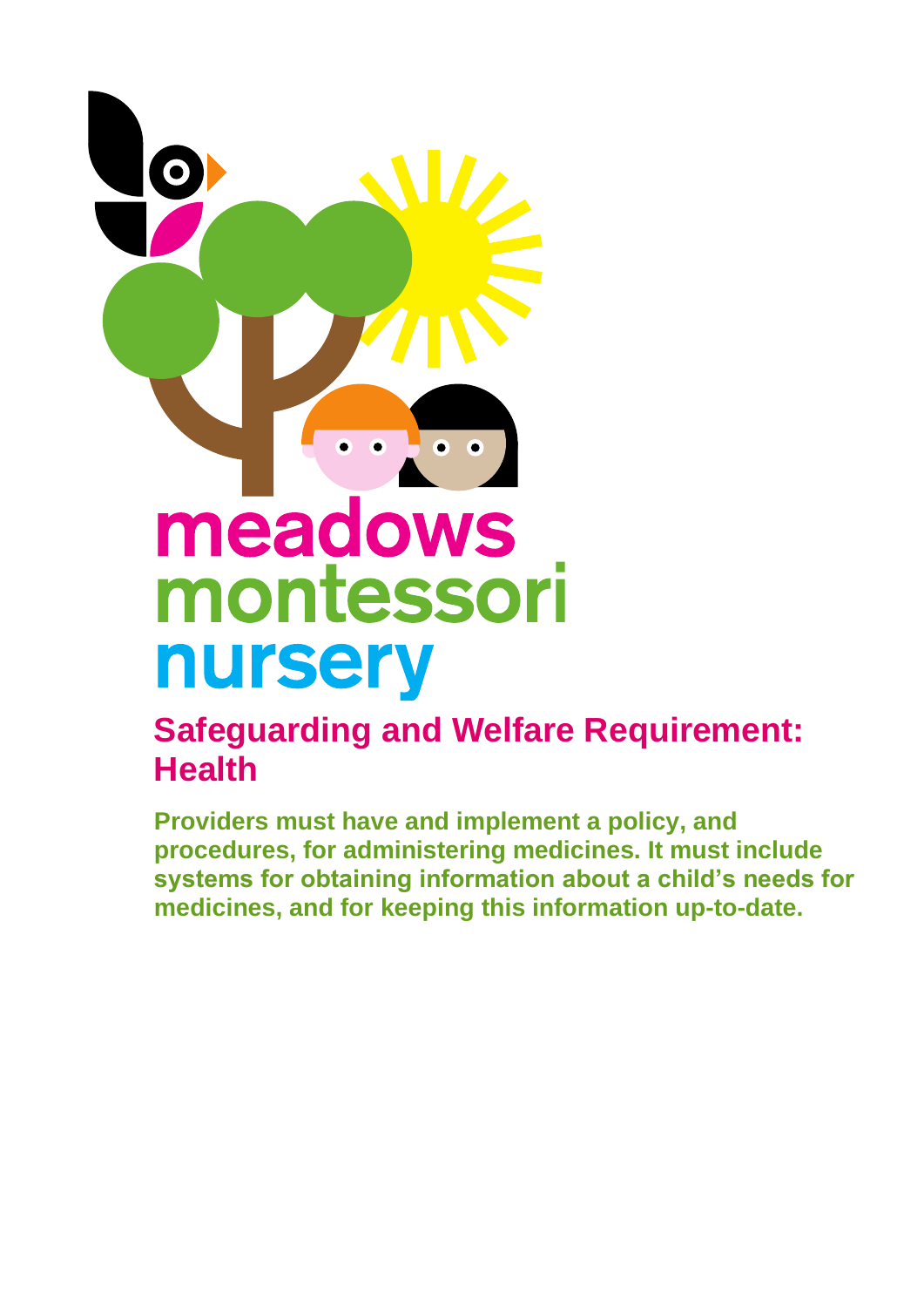meadows
montessori
nursery

# Safeguarding and Welfare Requirement: Health

**Providers must have and implement a policy, and procedures, for administering medicines. It must include systems for obtaining information about a child's needs for medicines, and for keeping this information up-to-date.**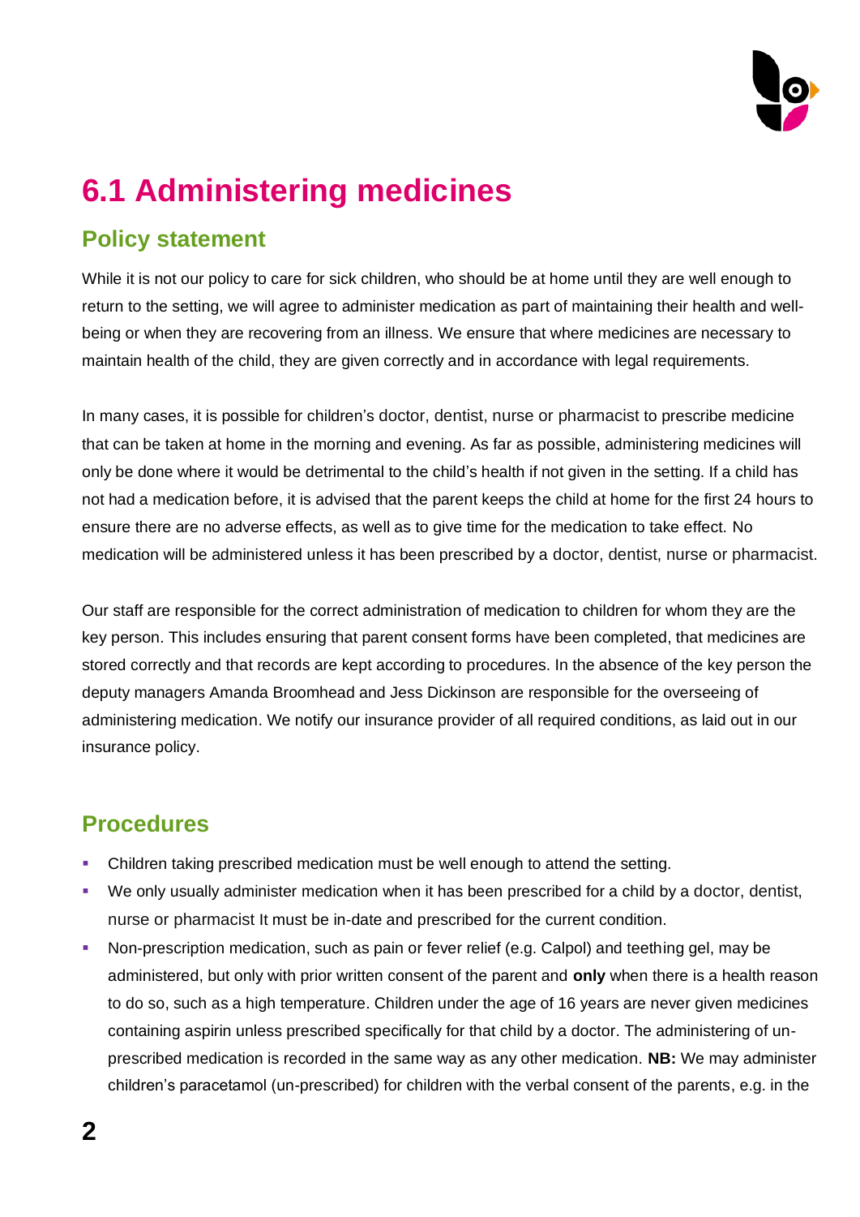# 6.1 Administering medicines

## Policy statement

While it is not our policy to care for sick children, who should be at home until they are well enough to return to the setting, we will agree to administer medication as part of maintaining their health and well-being or when they are recovering from an illness. We ensure that where medicines are necessary to maintain health of the child, they are given correctly and in accordance with legal requirements.

In many cases, it is possible for children's doctor, dentist, nurse or pharmacist to prescribe medicine that can be taken at home in the morning and evening. As far as possible, administering medicines will only be done where it would be detrimental to the child's health if not given in the setting. If a child has not had a medication before, it is advised that the parent keeps the child at home for the first 24 hours to ensure there are no adverse effects, as well as to give time for the medication to take effect. No medication will be administered unless it has been prescribed by a doctor, dentist, nurse or pharmacist.

Our staff are responsible for the correct administration of medication to children for whom they are the key person. This includes ensuring that parent consent forms have been completed, that medicines are stored correctly and that records are kept according to procedures. In the absence of the key person the deputy managers Amanda Broomhead and Jess Dickinson are responsible for the overseeing of administering medication. We notify our insurance provider of all required conditions, as laid out in our insurance policy.

## Procedures

- Children taking prescribed medication must be well enough to attend the setting.
- We only usually administer medication when it has been prescribed for a child by a doctor, dentist, nurse or pharmacist It must be in-date and prescribed for the current condition.
- Non-prescription medication, such as pain or fever relief (e.g. Calpol) and teething gel, may be administered, but only with prior written consent of the parent and **only** when there is a health reason to do so, such as a high temperature. Children under the age of 16 years are never given medicines containing aspirin unless prescribed specifically for that child by a doctor. The administering of un-prescribed medication is recorded in the same way as any other medication. **NB:** We may administer children's paracetamol (un-prescribed) for children with the verbal consent of the parents, e.g. in the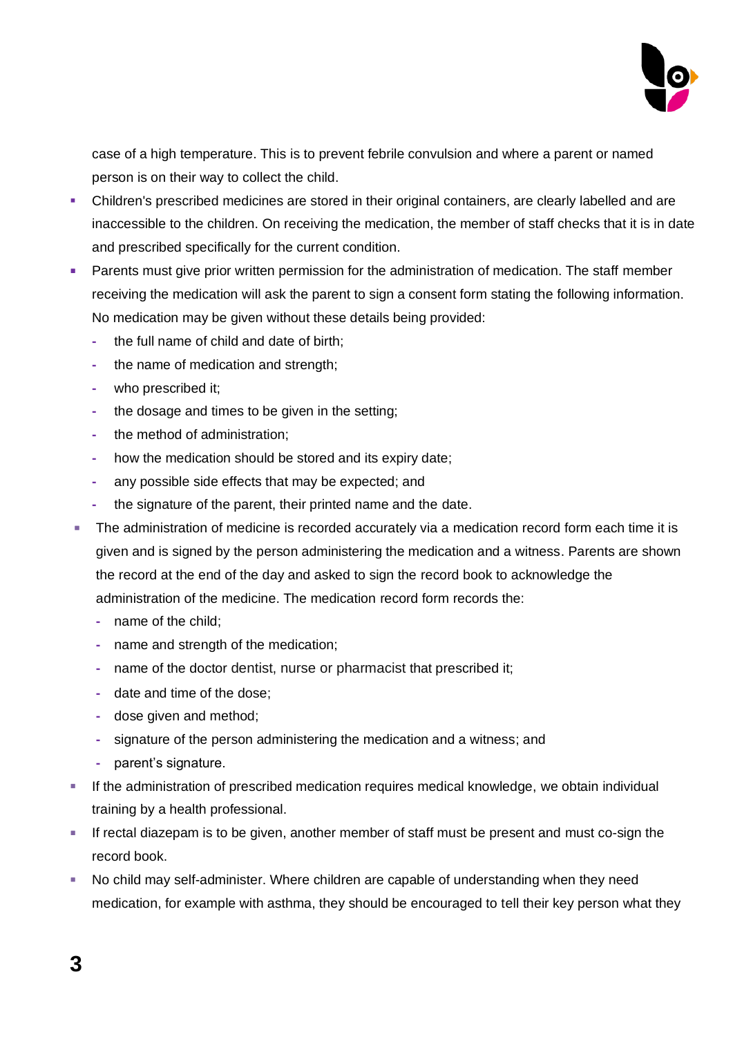case of a high temperature. This is to prevent febrile convulsion and where a parent or named person is on their way to collect the child.

- Children's prescribed medicines are stored in their original containers, are clearly labelled and are inaccessible to the children. On receiving the medication, the member of staff checks that it is in date and prescribed specifically for the current condition.
- Parents must give prior written permission for the administration of medication. The staff member receiving the medication will ask the parent to sign a consent form stating the following information. No medication may be given without these details being provided:
  - the full name of child and date of birth;
  - the name of medication and strength;
  - who prescribed it;
  - the dosage and times to be given in the setting;
  - the method of administration;
  - how the medication should be stored and its expiry date;
  - any possible side effects that may be expected; and
  - the signature of the parent, their printed name and the date.
- The administration of medicine is recorded accurately via a medication record form each time it is given and is signed by the person administering the medication and a witness. Parents are shown the record at the end of the day and asked to sign the record book to acknowledge the administration of the medicine. The medication record form records the:
  - name of the child;
  - name and strength of the medication;
  - name of the doctor dentist, nurse or pharmacist that prescribed it;
  - date and time of the dose;
  - dose given and method;
  - signature of the person administering the medication and a witness; and
  - parent's signature.
- If the administration of prescribed medication requires medical knowledge, we obtain individual training by a health professional.
- If rectal diazepam is to be given, another member of staff must be present and must co-sign the record book.
- No child may self-administer. Where children are capable of understanding when they need medication, for example with asthma, they should be encouraged to tell their key person what they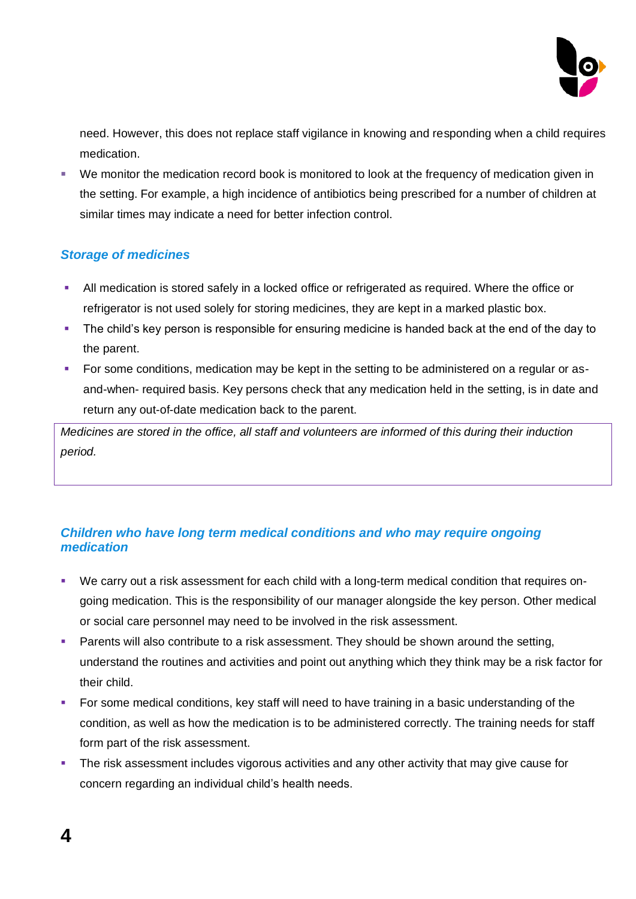need. However, this does not replace staff vigilance in knowing and responding when a child requires medication.

- We monitor the medication record book is monitored to look at the frequency of medication given in the setting. For example, a high incidence of antibiotics being prescribed for a number of children at similar times may indicate a need for better infection control.

### *Storage of medicines*

- All medication is stored safely in a locked office or refrigerated as required. Where the office or refrigerator is not used solely for storing medicines, they are kept in a marked plastic box.
- The child's key person is responsible for ensuring medicine is handed back at the end of the day to the parent.
- For some conditions, medication may be kept in the setting to be administered on a regular or as-and-when- required basis. Key persons check that any medication held in the setting, is in date and return any out-of-date medication back to the parent.

*Medicines are stored in the office, all staff and volunteers are informed of this during their induction period.*

### *Children who have long term medical conditions and who may require ongoing medication*

- We carry out a risk assessment for each child with a long-term medical condition that requires on-going medication. This is the responsibility of our manager alongside the key person. Other medical or social care personnel may need to be involved in the risk assessment.
- Parents will also contribute to a risk assessment. They should be shown around the setting, understand the routines and activities and point out anything which they think may be a risk factor for their child.
- For some medical conditions, key staff will need to have training in a basic understanding of the condition, as well as how the medication is to be administered correctly. The training needs for staff form part of the risk assessment.
- The risk assessment includes vigorous activities and any other activity that may give cause for concern regarding an individual child's health needs.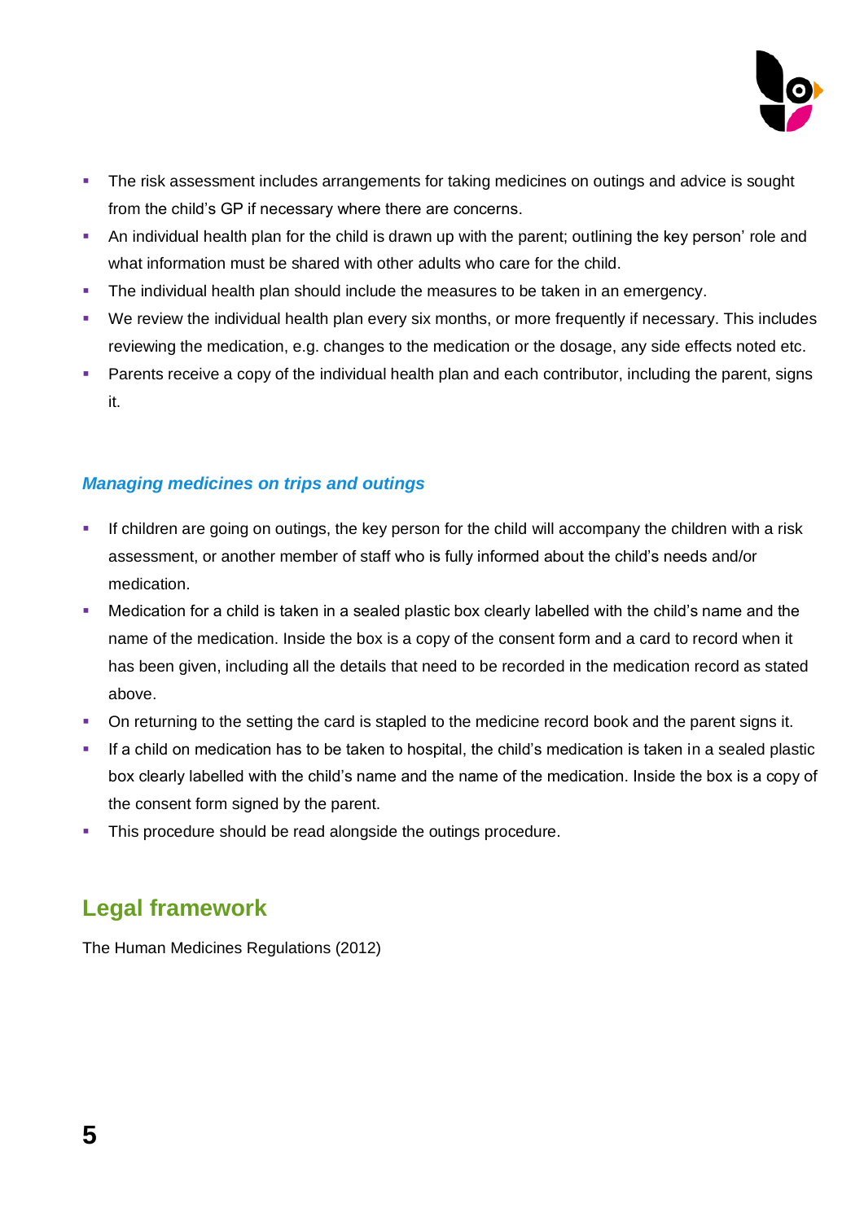- The risk assessment includes arrangements for taking medicines on outings and advice is sought from the child's GP if necessary where there are concerns.
- An individual health plan for the child is drawn up with the parent; outlining the key person' role and what information must be shared with other adults who care for the child.
- The individual health plan should include the measures to be taken in an emergency.
- We review the individual health plan every six months, or more frequently if necessary. This includes reviewing the medication, e.g. changes to the medication or the dosage, any side effects noted etc.
- Parents receive a copy of the individual health plan and each contributor, including the parent, signs it.

### *Managing medicines on trips and outings*

- If children are going on outings, the key person for the child will accompany the children with a risk assessment, or another member of staff who is fully informed about the child's needs and/or medication.
- Medication for a child is taken in a sealed plastic box clearly labelled with the child's name and the name of the medication. Inside the box is a copy of the consent form and a card to record when it has been given, including all the details that need to be recorded in the medication record as stated above.
- On returning to the setting the card is stapled to the medicine record book and the parent signs it.
- If a child on medication has to be taken to hospital, the child's medication is taken in a sealed plastic box clearly labelled with the child's name and the name of the medication. Inside the box is a copy of the consent form signed by the parent.
- This procedure should be read alongside the outings procedure.

## Legal framework

The Human Medicines Regulations (2012)